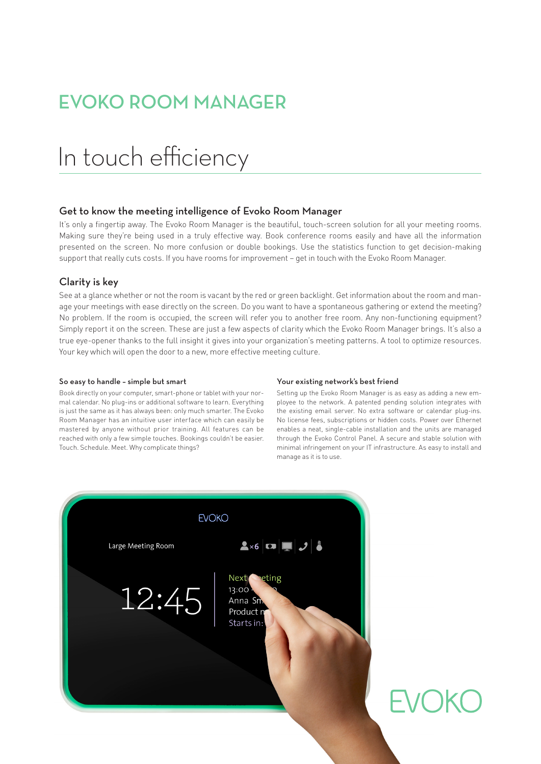# EVOKO ROOM MANAGER

## In touch efficiency

### Get to know the meeting intelligence of Evoko Room Manager

It's only a fingertip away. The Evoko Room Manager is the beautiful, touch-screen solution for all your meeting rooms. Making sure they're being used in a truly effective way. Book conference rooms easily and have all the information presented on the screen. No more confusion or double bookings. Use the statistics function to get decision-making support that really cuts costs. If you have rooms for improvement – get in touch with the Evoko Room Manager.

### Clarity is key

See at a glance whether or not the room is vacant by the red or green backlight. Get information about the room and manage your meetings with ease directly on the screen. Do you want to have a spontaneous gathering or extend the meeting? No problem. If the room is occupied, the screen will refer you to another free room. Any non-functioning equipment? Simply report it on the screen. These are just a few aspects of clarity which the Evoko Room Manager brings. It's also a true eye-opener thanks to the full insight it gives into your organization's meeting patterns. A tool to optimize resources. Your key which will open the door to a new, more effective meeting culture.

#### So easy to handle – simple but smart

Book directly on your computer, smart-phone or tablet with your normal calendar. No plug-ins or additional software to learn. Everything is just the same as it has always been: only much smarter. The Evoko Room Manager has an intuitive user interface which can easily be mastered by anyone without prior training. All features can be reached with only a few simple touches. Bookings couldn't be easier. Touch. Schedule. Meet. Why complicate things?

#### Your existing network's best friend

Setting up the Evoko Room Manager is as easy as adding a new employee to the network. A patented pending solution integrates with the existing email server. No extra software or calendar plug-ins. No license fees, subscriptions or hidden costs. Power over Ethernet enables a neat, single-cable installation and the units are managed through the Evoko Control Panel. A secure and stable solution with minimal infringement on your IT infrastructure. As easy to install and manage as it is to use.

EVOKO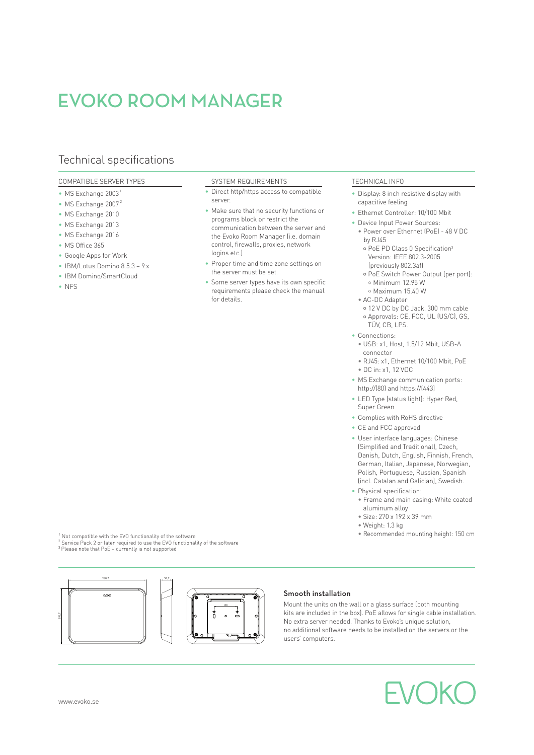# EVOKO ROOM MANAGER

## Technical specifications

### COMPATIBLE SERVER TYPES

- MS Exchange 2003[1]
- MS Exchange 2007[2]
- MS Exchange 2010
- MS Exchange 2013
- MS Exchange 2016
- MS Office 365
- Google Apps for Work
- IBM/Lotus Domino 8.5.3 – 9.x
- IBM Domino/SmartCloud
- NFS

### SYSTEM REQUIREMENTS

- Direct http/https access to compatible server.
- Make sure that no security functions or programs block or restrict the communication between the server and the Evoko Room Manager (i.e. domain control, firewalls, proxies, network logins etc.)
- Proper time and time zone settings on the server must be set.
- Some server types have its own specific requirements please check the manual for details.

### TECHNICAL INFO

- Display: 8 inch resistive display with capacitive feeling
- Ethernet Controller: 10/100 Mbit
- Device Input Power Sources:
  - Power over Ethernet (PoE) - 48 V DC by RJ45
    - PoE PD Class 0 Specification[3] Version: IEEE 802.3-2005 (previously 802.3af)
    - PoE Switch Power Output (per port):
      - Minimum 12.95 W
      - Maximum 15.40 W
  - AC-DC Adapter
    - 12 V DC by DC Jack, 300 mm cable
    - Approvals: CE, FCC, UL (US/C), GS, TÜV, CB, LPS.
- Connections:
  - USB: x1, Host, 1.5/12 Mbit, USB-A connector
  - RJ45: x1, Ethernet 10/100 Mbit, PoE
  - DC in: x1, 12 VDC
- MS Exchange communication ports: http://(80) and https://(443)
- LED Type (status light): Hyper Red, Super Green
- Complies with RoHS directive
- CE and FCC approved
- User interface languages: Chinese (Simplified and Traditional), Czech, Danish, Dutch, English, Finnish, French, German, Italian, Japanese, Norwegian, Polish, Portuguese, Russian, Spanish (incl. Catalan and Galician), Swedish.
- Physical specification:
  - Frame and main casing: White coated aluminum alloy
  - Size: 270 x 192 x 39 mm
  - Weight: 1.3 kg
  - Recommended mounting height: 150 cm

[1] Not compatible with the EVO functionality of the software
[2] Service Pack 2 or later required to use the EVO functionality of the software
[3] Please note that PoE + currently is not supported

248.7

38.7

191.7

EVOKO

80

### Smooth installation

Mount the units on the wall or a glass surface (both mounting kits are included in the box). PoE allows for single cable installation. No extra server needed. Thanks to Evoko's unique solution, no additional software needs to be installed on the servers or the users' computers.

www.evoko.se

EVOKO